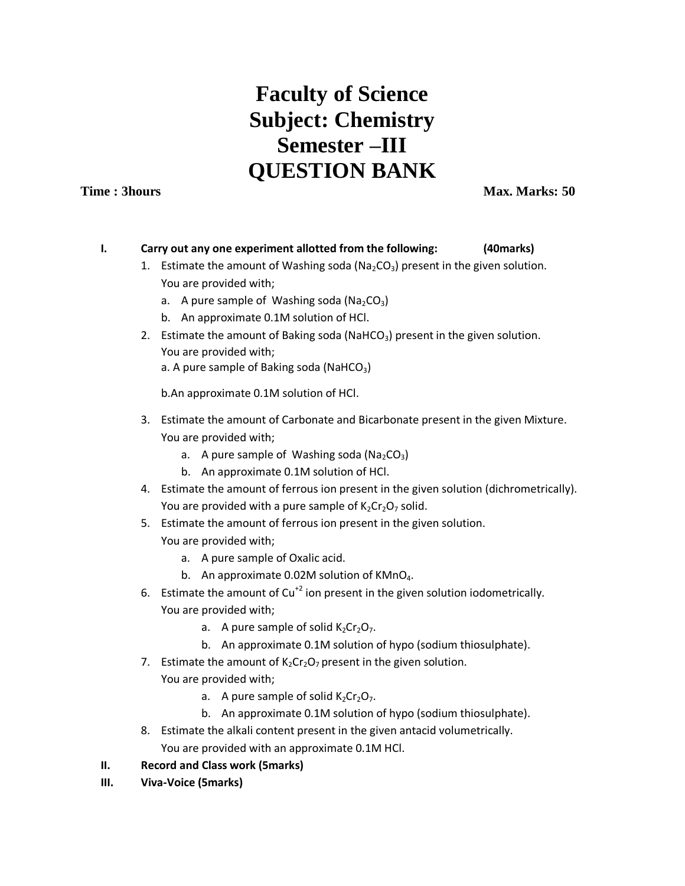# Faculty of Science
# Subject: Chemistry
# Semester –III
# QUESTION BANK

**Time : 3hours** **Max. Marks: 50**

**I. Carry out any one experiment allotted from the following: (40marks)**

1. Estimate the amount of Washing soda ($Na_2CO_3$) present in the given solution.
   You are provided with;
   a. A pure sample of Washing soda ($Na_2CO_3$)
   b. An approximate 0.1M solution of HCl.
2. Estimate the amount of Baking soda ($NaHCO_3$) present in the given solution.
   You are provided with;
   a. A pure sample of Baking soda ($NaHCO_3$)
   b. An approximate 0.1M solution of HCl.
3. Estimate the amount of Carbonate and Bicarbonate present in the given Mixture.
   You are provided with;
   a. A pure sample of Washing soda ($Na_2CO_3$)
   b. An approximate 0.1M solution of HCl.
4. Estimate the amount of ferrous ion present in the given solution (dichrometrically).
   You are provided with a pure sample of $K_2Cr_2O_7$ solid.
5. Estimate the amount of ferrous ion present in the given solution.
   You are provided with;
   a. A pure sample of Oxalic acid.
   b. An approximate 0.02M solution of $KMnO_4$.
6. Estimate the amount of $Cu^{+2}$ ion present in the given solution iodometrically.
   You are provided with;
   a. A pure sample of solid $K_2Cr_2O_7$.
   b. An approximate 0.1M solution of hypo (sodium thiosulphate).
7. Estimate the amount of $K_2Cr_2O_7$ present in the given solution.
   You are provided with;
   a. A pure sample of solid $K_2Cr_2O_7$.
   b. An approximate 0.1M solution of hypo (sodium thiosulphate).
8. Estimate the alkali content present in the given antacid volumetrically.
   You are provided with an approximate 0.1M HCl.

**II. Record and Class work (5marks)**

**III. Viva-Voice (5marks)**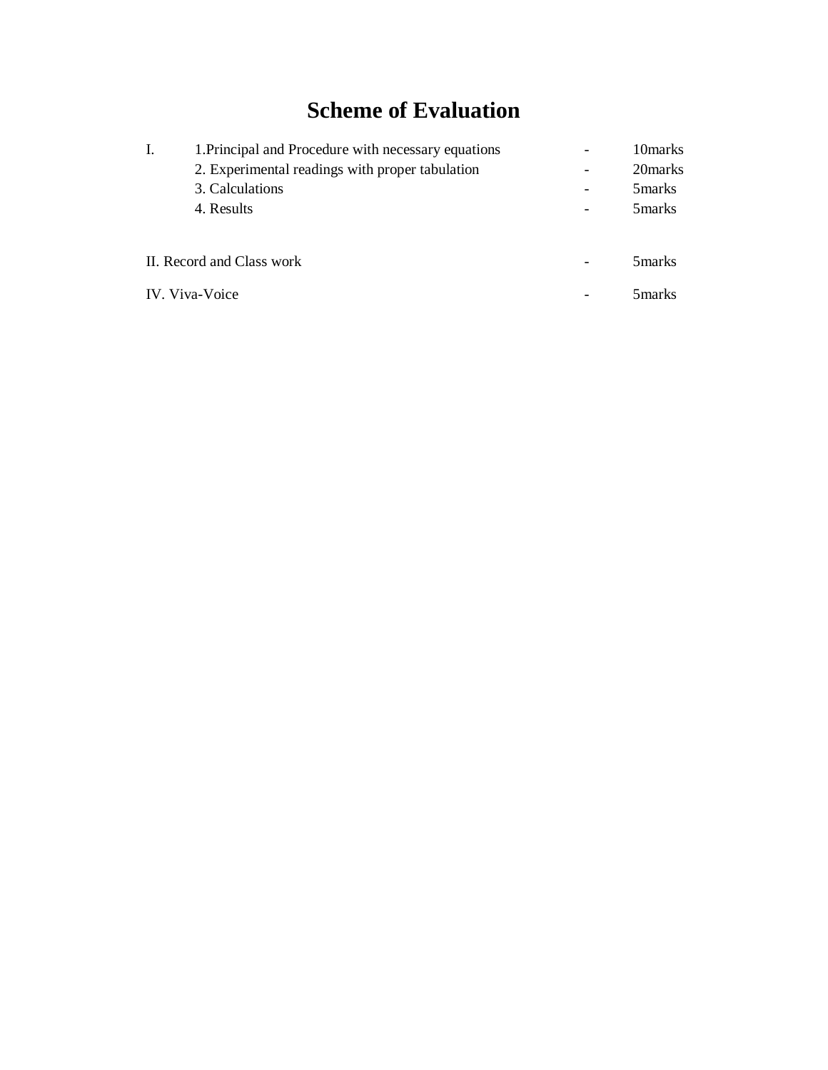# Scheme of Evaluation

| | | | |
|---|---|---|---|
| I. | 1.Principal and Procedure with necessary equations | - | 10marks |
| | 2. Experimental readings with proper tabulation | - | 20marks |
| | 3. Calculations | - | 5marks |
| | 4. Results | - | 5marks |
| II. Record and Class work | | - | 5marks |
| IV. Viva-Voice | | - | 5marks |